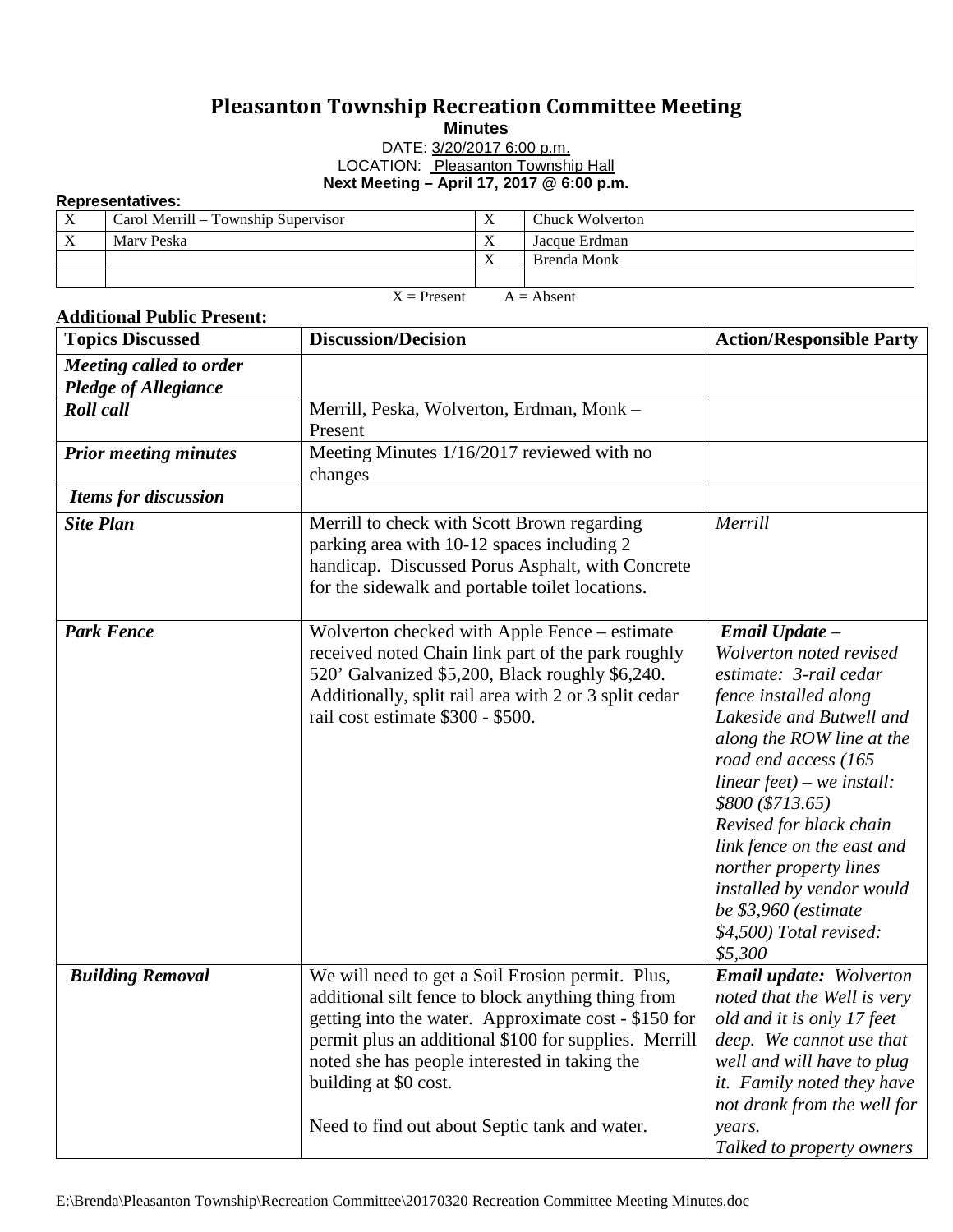# Pleasanton Township Recreation Committee Meeting

**Minutes**

DATE: 3/20/2017 6:00 p.m.

LOCATION: Pleasanton Township Hall

**Next Meeting – April 17, 2017 @ 6:00 p.m.**

**Representatives:**

| | | | |
|---|---|---|---|
| X | Carol Merrill – Township Supervisor | X | Chuck Wolverton |
| X | Marv Peska | X | Jacque Erdman |
| | | X | Brenda Monk |
| | | | |

X = Present A = Absent

**Additional Public Present:**

| Topics Discussed | Discussion/Decision | Action/Responsible Party |
|---|---|---|
| ***Meeting called to order*** ***Pledge of Allegiance*** | | |
| ***Roll call*** | Merrill, Peska, Wolverton, Erdman, Monk – Present | |
| ***Prior meeting minutes*** | Meeting Minutes 1/16/2017 reviewed with no changes | |
| ***Items for discussion*** | | |
| ***Site Plan*** | Merrill to check with Scott Brown regarding parking area with 10-12 spaces including 2 handicap. Discussed Porus Asphalt, with Concrete for the sidewalk and portable toilet locations. | *Merrill* |
| ***Park Fence*** | Wolverton checked with Apple Fence – estimate received noted Chain link part of the park roughly 520' Galvanized $5,200, Black roughly $6,240. Additionally, split rail area with 2 or 3 split cedar rail cost estimate $300 - $500. | ***Email Update*** – *Wolverton noted revised estimate: 3-rail cedar fence installed along Lakeside and Butwell and along the ROW line at the road end access (165 linear feet) – we install: $800 ($713.65)* *Revised for black chain link fence on the east and norther property lines installed by vendor would be $3,960 (estimate $4,500) Total revised: $5,300* |
| ***Building Removal*** | We will need to get a Soil Erosion permit. Plus, additional silt fence to block anything thing from getting into the water. Approximate cost - $150 for permit plus an additional $100 for supplies. Merrill noted she has people interested in taking the building at $0 cost. Need to find out about Septic tank and water. | ***Email update:*** *Wolverton noted that the Well is very old and it is only 17 feet deep. We cannot use that well and will have to plug it. Family noted they have not drank from the well for years.* *Talked to property owners* |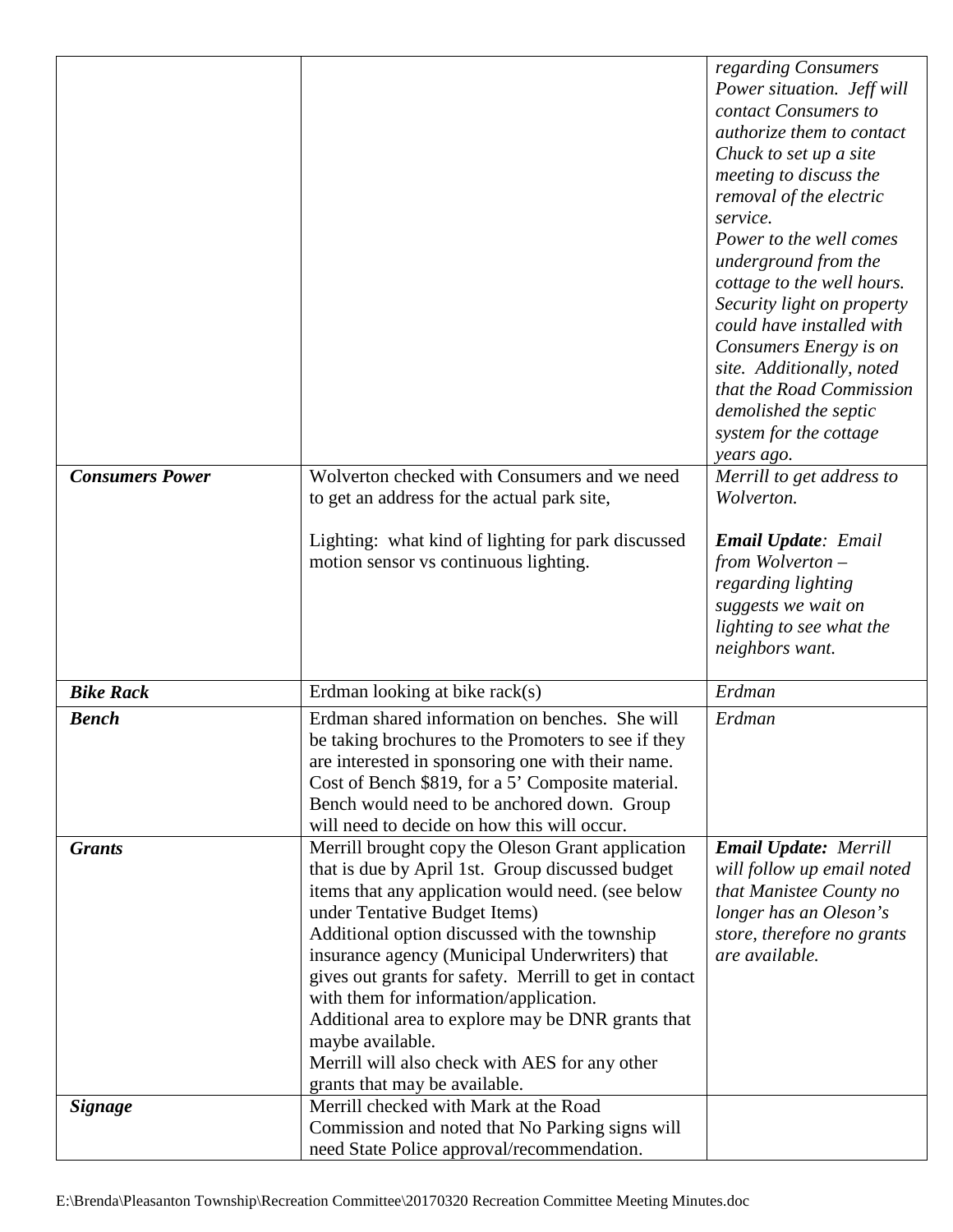| | | |
|---|---|---|
| | | *regarding Consumers Power situation. Jeff will contact Consumers to authorize them to contact Chuck to set up a site meeting to discuss the removal of the electric service.*<br>*Power to the well comes underground from the cottage to the well hours. Security light on property could have installed with Consumers Energy is on site. Additionally, noted that the Road Commission demolished the septic system for the cottage years ago.* |
| ***Consumers Power*** | Wolverton checked with Consumers and we need to get an address for the actual park site,<br><br>Lighting: what kind of lighting for park discussed motion sensor vs continuous lighting. | *Merrill to get address to Wolverton.*<br><br>***Email Update**: Email from Wolverton – regarding lighting suggests we wait on lighting to see what the neighbors want.* |
| ***Bike Rack*** | Erdman looking at bike rack(s) | *Erdman* |
| ***Bench*** | Erdman shared information on benches. She will be taking brochures to the Promoters to see if they are interested in sponsoring one with their name. Cost of Bench $819, for a 5' Composite material. Bench would need to be anchored down. Group will need to decide on how this will occur. | *Erdman* |
| ***Grants*** | Merrill brought copy the Oleson Grant application that is due by April 1st. Group discussed budget items that any application would need. (see below under Tentative Budget Items)<br>Additional option discussed with the township insurance agency (Municipal Underwriters) that gives out grants for safety. Merrill to get in contact with them for information/application.<br>Additional area to explore may be DNR grants that maybe available.<br>Merrill will also check with AES for any other grants that may be available. | ***Email Update:** Merrill will follow up email noted that Manistee County no longer has an Oleson's store, therefore no grants are available.* |
| ***Signage*** | Merrill checked with Mark at the Road Commission and noted that No Parking signs will need State Police approval/recommendation. | |

E:\Brenda\Pleasanton Township\Recreation Committee\20170320 Recreation Committee Meeting Minutes.doc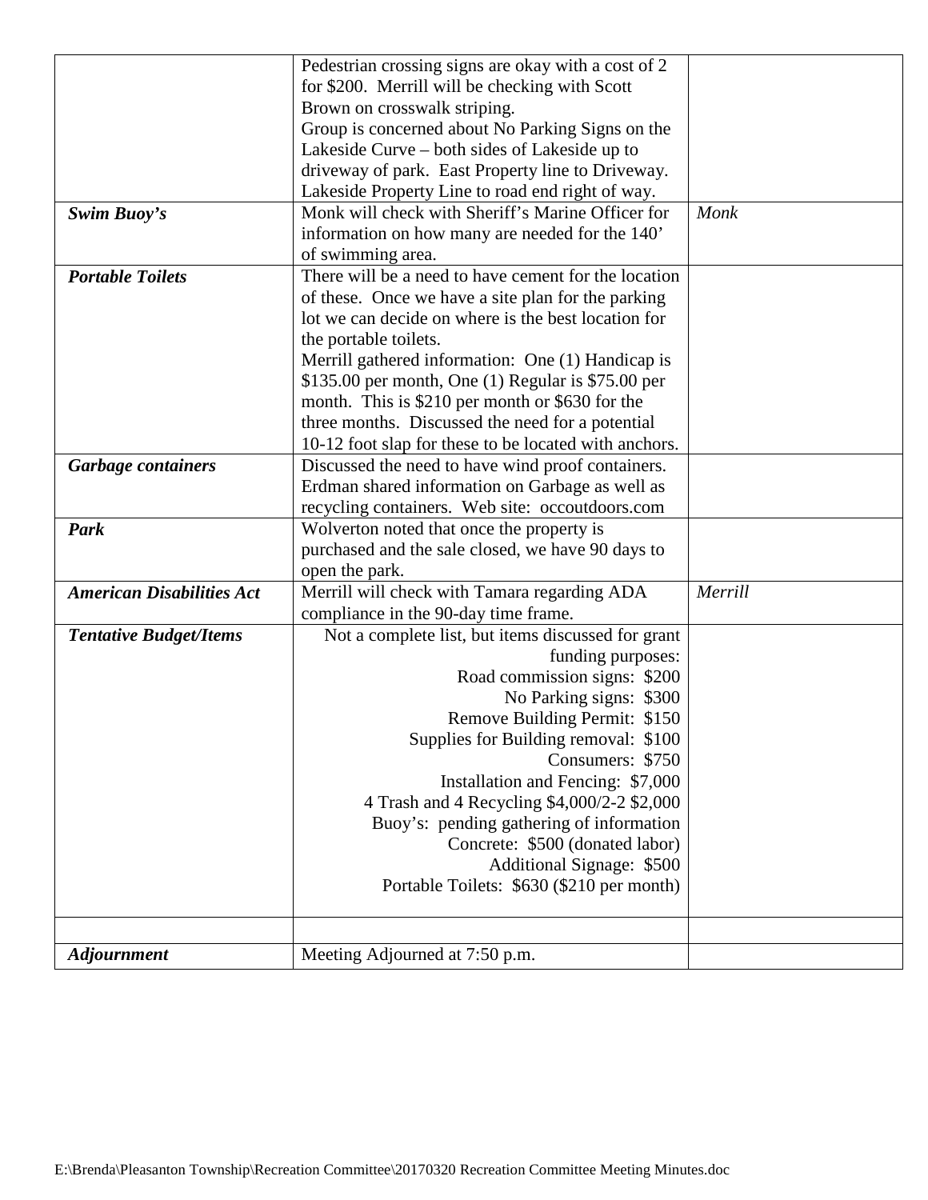| | | |
|---|---|---|
| | Pedestrian crossing signs are okay with a cost of 2 for $200. Merrill will be checking with Scott Brown on crosswalk striping.<br>Group is concerned about No Parking Signs on the Lakeside Curve – both sides of Lakeside up to driveway of park. East Property line to Driveway. Lakeside Property Line to road end right of way. | |
| ***Swim Buoy's*** | Monk will check with Sheriff's Marine Officer for information on how many are needed for the 140' of swimming area. | *Monk* |
| ***Portable Toilets*** | There will be a need to have cement for the location of these. Once we have a site plan for the parking lot we can decide on where is the best location for the portable toilets.<br>Merrill gathered information: One (1) Handicap is $135.00 per month, One (1) Regular is $75.00 per month. This is $210 per month or $630 for the three months. Discussed the need for a potential 10-12 foot slap for these to be located with anchors. | |
| ***Garbage containers*** | Discussed the need to have wind proof containers. Erdman shared information on Garbage as well as recycling containers. Web site: occoutdoors.com | |
| ***Park*** | Wolverton noted that once the property is purchased and the sale closed, we have 90 days to open the park. | |
| ***American Disabilities Act*** | Merrill will check with Tamara regarding ADA compliance in the 90-day time frame. | *Merrill* |
| ***Tentative Budget/Items*** | Not a complete list, but items discussed for grant funding purposes:<br>Road commission signs: $200<br>No Parking signs: $300<br>Remove Building Permit: $150<br>Supplies for Building removal: $100<br>Consumers: $750<br>Installation and Fencing: $7,000<br>4 Trash and 4 Recycling $4,000/2-2 $2,000<br>Buoy's: pending gathering of information<br>Concrete: $500 (donated labor)<br>Additional Signage: $500<br>Portable Toilets: $630 ($210 per month) | |
| | | |
| ***Adjournment*** | Meeting Adjourned at 7:50 p.m. | |

E:\Brenda\Pleasanton Township\Recreation Committee\20170320 Recreation Committee Meeting Minutes.doc